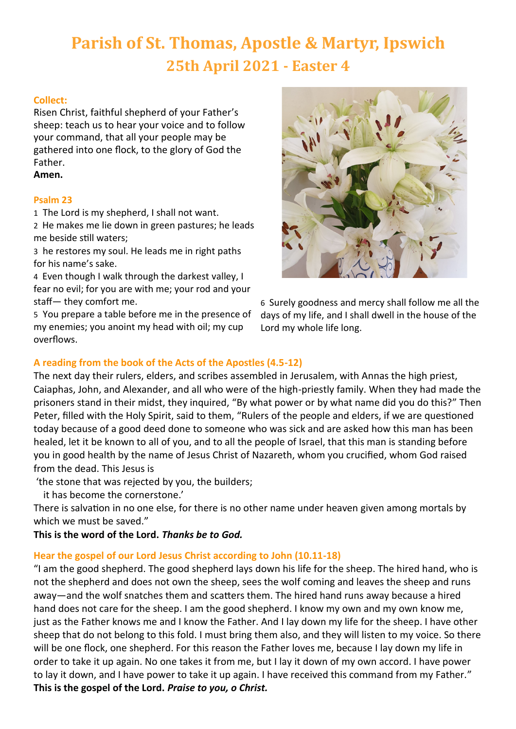# Parish of St. Thomas, Apostle & Martyr, Ipswich

## 25th April 2021 - Easter 4

**Collect:**

Risen Christ, faithful shepherd of your Father's sheep: teach us to hear your voice and to follow your command, that all your people may be gathered into one flock, to the glory of God the Father.

**Amen.**

**Psalm 23**

1 The Lord is my shepherd, I shall not want.

2 He makes me lie down in green pastures; he leads me beside still waters;

3 he restores my soul. He leads me in right paths for his name's sake.

4 Even though I walk through the darkest valley, I fear no evil; for you are with me; your rod and your staff— they comfort me.

5 You prepare a table before me in the presence of my enemies; you anoint my head with oil; my cup overflows.

6 Surely goodness and mercy shall follow me all the days of my life, and I shall dwell in the house of the Lord my whole life long.

**A reading from the book of the Acts of the Apostles (4.5-12)**

The next day their rulers, elders, and scribes assembled in Jerusalem, with Annas the high priest, Caiaphas, John, and Alexander, and all who were of the high-priestly family. When they had made the prisoners stand in their midst, they inquired, "By what power or by what name did you do this?" Then Peter, filled with the Holy Spirit, said to them, "Rulers of the people and elders, if we are questioned today because of a good deed done to someone who was sick and are asked how this man has been healed, let it be known to all of you, and to all the people of Israel, that this man is standing before you in good health by the name of Jesus Christ of Nazareth, whom you crucified, whom God raised from the dead. This Jesus is

'the stone that was rejected by you, the builders;
it has become the cornerstone.'

There is salvation in no one else, for there is no other name under heaven given among mortals by which we must be saved."

**This is the word of the Lord.** ***Thanks be to God.***

**Hear the gospel of our Lord Jesus Christ according to John (10.11-18)**

"I am the good shepherd. The good shepherd lays down his life for the sheep. The hired hand, who is not the shepherd and does not own the sheep, sees the wolf coming and leaves the sheep and runs away—and the wolf snatches them and scatters them. The hired hand runs away because a hired hand does not care for the sheep. I am the good shepherd. I know my own and my own know me, just as the Father knows me and I know the Father. And I lay down my life for the sheep. I have other sheep that do not belong to this fold. I must bring them also, and they will listen to my voice. So there will be one flock, one shepherd. For this reason the Father loves me, because I lay down my life in order to take it up again. No one takes it from me, but I lay it down of my own accord. I have power to lay it down, and I have power to take it up again. I have received this command from my Father."

**This is the gospel of the Lord.** ***Praise to you, o Christ.***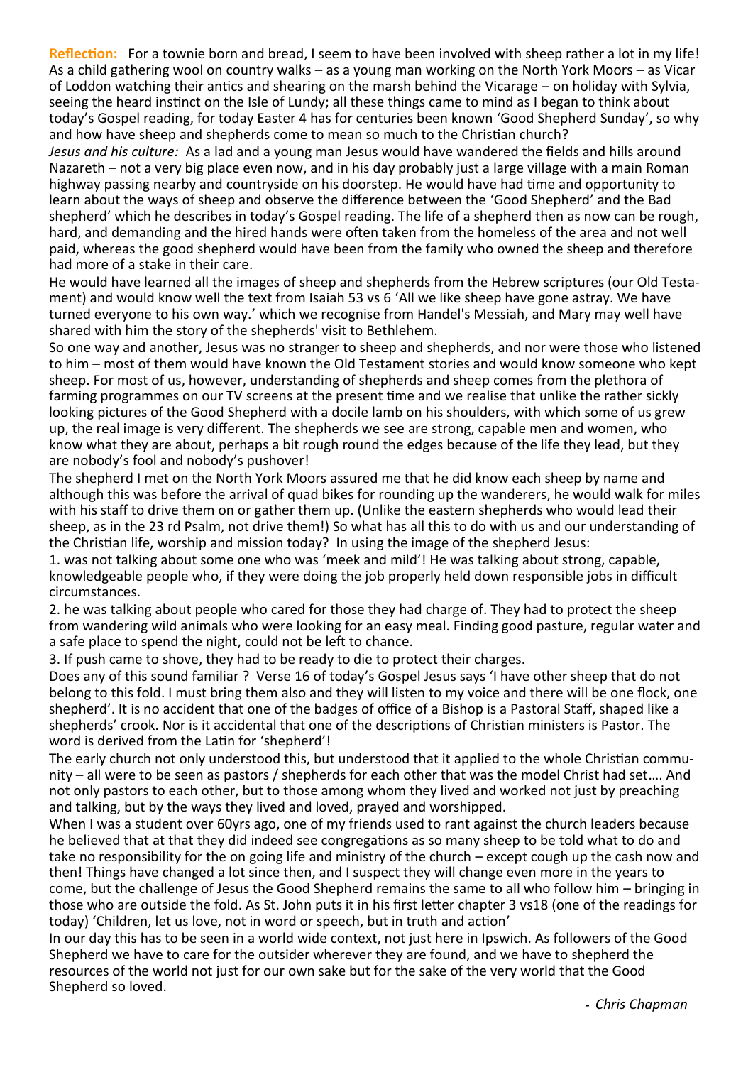**Reflection:** For a townie born and bread, I seem to have been involved with sheep rather a lot in my life! As a child gathering wool on country walks – as a young man working on the North York Moors – as Vicar of Loddon watching their antics and shearing on the marsh behind the Vicarage – on holiday with Sylvia, seeing the heard instinct on the Isle of Lundy; all these things came to mind as I began to think about today's Gospel reading, for today Easter 4 has for centuries been known 'Good Shepherd Sunday', so why and how have sheep and shepherds come to mean so much to the Christian church?

*Jesus and his culture:* As a lad and a young man Jesus would have wandered the fields and hills around Nazareth – not a very big place even now, and in his day probably just a large village with a main Roman highway passing nearby and countryside on his doorstep. He would have had time and opportunity to learn about the ways of sheep and observe the difference between the 'Good Shepherd' and the Bad shepherd' which he describes in today's Gospel reading. The life of a shepherd then as now can be rough, hard, and demanding and the hired hands were often taken from the homeless of the area and not well paid, whereas the good shepherd would have been from the family who owned the sheep and therefore had more of a stake in their care.

He would have learned all the images of sheep and shepherds from the Hebrew scriptures (our Old Testament) and would know well the text from Isaiah 53 vs 6 'All we like sheep have gone astray. We have turned everyone to his own way.' which we recognise from Handel's Messiah, and Mary may well have shared with him the story of the shepherds' visit to Bethlehem.

So one way and another, Jesus was no stranger to sheep and shepherds, and nor were those who listened to him – most of them would have known the Old Testament stories and would know someone who kept sheep. For most of us, however, understanding of shepherds and sheep comes from the plethora of farming programmes on our TV screens at the present time and we realise that unlike the rather sickly looking pictures of the Good Shepherd with a docile lamb on his shoulders, with which some of us grew up, the real image is very different. The shepherds we see are strong, capable men and women, who know what they are about, perhaps a bit rough round the edges because of the life they lead, but they are nobody's fool and nobody's pushover!

The shepherd I met on the North York Moors assured me that he did know each sheep by name and although this was before the arrival of quad bikes for rounding up the wanderers, he would walk for miles with his staff to drive them on or gather them up. (Unlike the eastern shepherds who would lead their sheep, as in the 23 rd Psalm, not drive them!) So what has all this to do with us and our understanding of the Christian life, worship and mission today? In using the image of the shepherd Jesus:

1. was not talking about some one who was 'meek and mild'! He was talking about strong, capable, knowledgeable people who, if they were doing the job properly held down responsible jobs in difficult circumstances.
2. he was talking about people who cared for those they had charge of. They had to protect the sheep from wandering wild animals who were looking for an easy meal. Finding good pasture, regular water and a safe place to spend the night, could not be left to chance.
3. If push came to shove, they had to be ready to die to protect their charges.

Does any of this sound familiar ? Verse 16 of today's Gospel Jesus says 'I have other sheep that do not belong to this fold. I must bring them also and they will listen to my voice and there will be one flock, one shepherd'. It is no accident that one of the badges of office of a Bishop is a Pastoral Staff, shaped like a shepherds' crook. Nor is it accidental that one of the descriptions of Christian ministers is Pastor. The word is derived from the Latin for 'shepherd'!

The early church not only understood this, but understood that it applied to the whole Christian community – all were to be seen as pastors / shepherds for each other that was the model Christ had set…. And not only pastors to each other, but to those among whom they lived and worked not just by preaching and talking, but by the ways they lived and loved, prayed and worshipped.

When I was a student over 60yrs ago, one of my friends used to rant against the church leaders because he believed that at that they did indeed see congregations as so many sheep to be told what to do and take no responsibility for the on going life and ministry of the church – except cough up the cash now and then! Things have changed a lot since then, and I suspect they will change even more in the years to come, but the challenge of Jesus the Good Shepherd remains the same to all who follow him – bringing in those who are outside the fold. As St. John puts it in his first letter chapter 3 vs18 (one of the readings for today) 'Children, let us love, not in word or speech, but in truth and action'

In our day this has to be seen in a world wide context, not just here in Ipswich. As followers of the Good Shepherd we have to care for the outsider wherever they are found, and we have to shepherd the resources of the world not just for our own sake but for the sake of the very world that the Good Shepherd so loved.

*- Chris Chapman*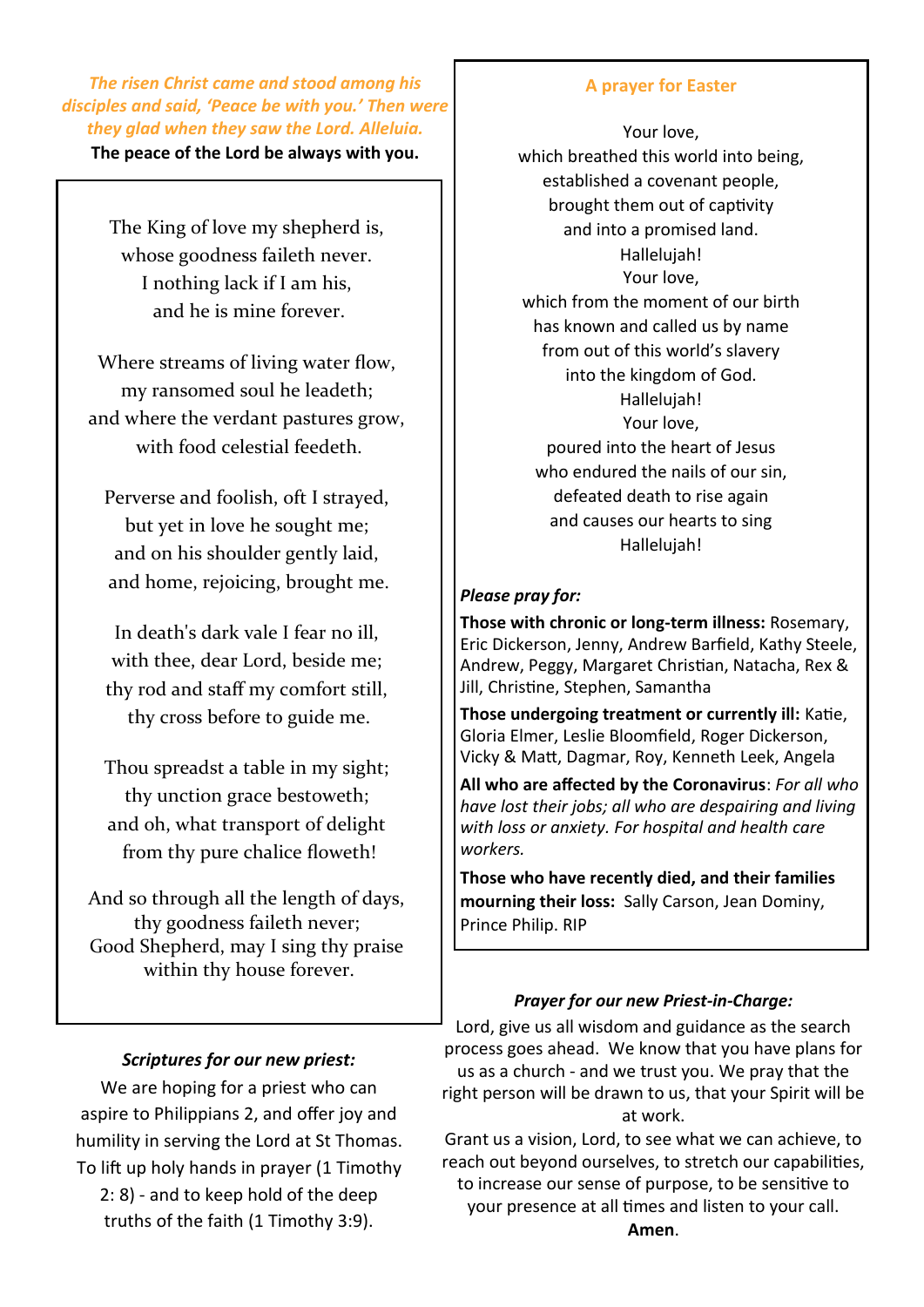*The risen Christ came and stood among his disciples and said, 'Peace be with you.' Then were they glad when they saw the Lord. Alleluia.*

**The peace of the Lord be always with you.**

The King of love my shepherd is,
whose goodness faileth never.
I nothing lack if I am his,
and he is mine forever.

Where streams of living water flow,
my ransomed soul he leadeth;
and where the verdant pastures grow,
with food celestial feedeth.

Perverse and foolish, oft I strayed,
but yet in love he sought me;
and on his shoulder gently laid,
and home, rejoicing, brought me.

In death's dark vale I fear no ill,
with thee, dear Lord, beside me;
thy rod and staff my comfort still,
thy cross before to guide me.

Thou spreadst a table in my sight;
thy unction grace bestoweth;
and oh, what transport of delight
from thy pure chalice floweth!

And so through all the length of days,
thy goodness faileth never;
Good Shepherd, may I sing thy praise
within thy house forever.

### *Scriptures for our new priest:*

We are hoping for a priest who can aspire to Philippians 2, and offer joy and humility in serving the Lord at St Thomas. To lift up holy hands in prayer (1 Timothy 2: 8) - and to keep hold of the deep truths of the faith (1 Timothy 3:9).

### A prayer for Easter

Your love,
which breathed this world into being,
established a covenant people,
brought them out of captivity
and into a promised land.
Hallelujah!
Your love,
which from the moment of our birth
has known and called us by name
from out of this world's slavery
into the kingdom of God.
Hallelujah!
Your love,
poured into the heart of Jesus
who endured the nails of our sin,
defeated death to rise again
and causes our hearts to sing
Hallelujah!

***Please pray for:***

**Those with chronic or long-term illness:** Rosemary, Eric Dickerson, Jenny, Andrew Barfield, Kathy Steele, Andrew, Peggy, Margaret Christian, Natacha, Rex & Jill, Christine, Stephen, Samantha

**Those undergoing treatment or currently ill:** Katie, Gloria Elmer, Leslie Bloomfield, Roger Dickerson, Vicky & Matt, Dagmar, Roy, Kenneth Leek, Angela

**All who are affected by the Coronavirus**: *For all who have lost their jobs; all who are despairing and living with loss or anxiety. For hospital and health care workers.*

**Those who have recently died, and their families mourning their loss:** Sally Carson, Jean Dominy, Prince Philip. RIP

### *Prayer for our new Priest-in-Charge:*

Lord, give us all wisdom and guidance as the search process goes ahead. We know that you have plans for us as a church - and we trust you. We pray that the right person will be drawn to us, that your Spirit will be at work.

Grant us a vision, Lord, to see what we can achieve, to reach out beyond ourselves, to stretch our capabilities, to increase our sense of purpose, to be sensitive to your presence at all times and listen to your call.

**Amen**.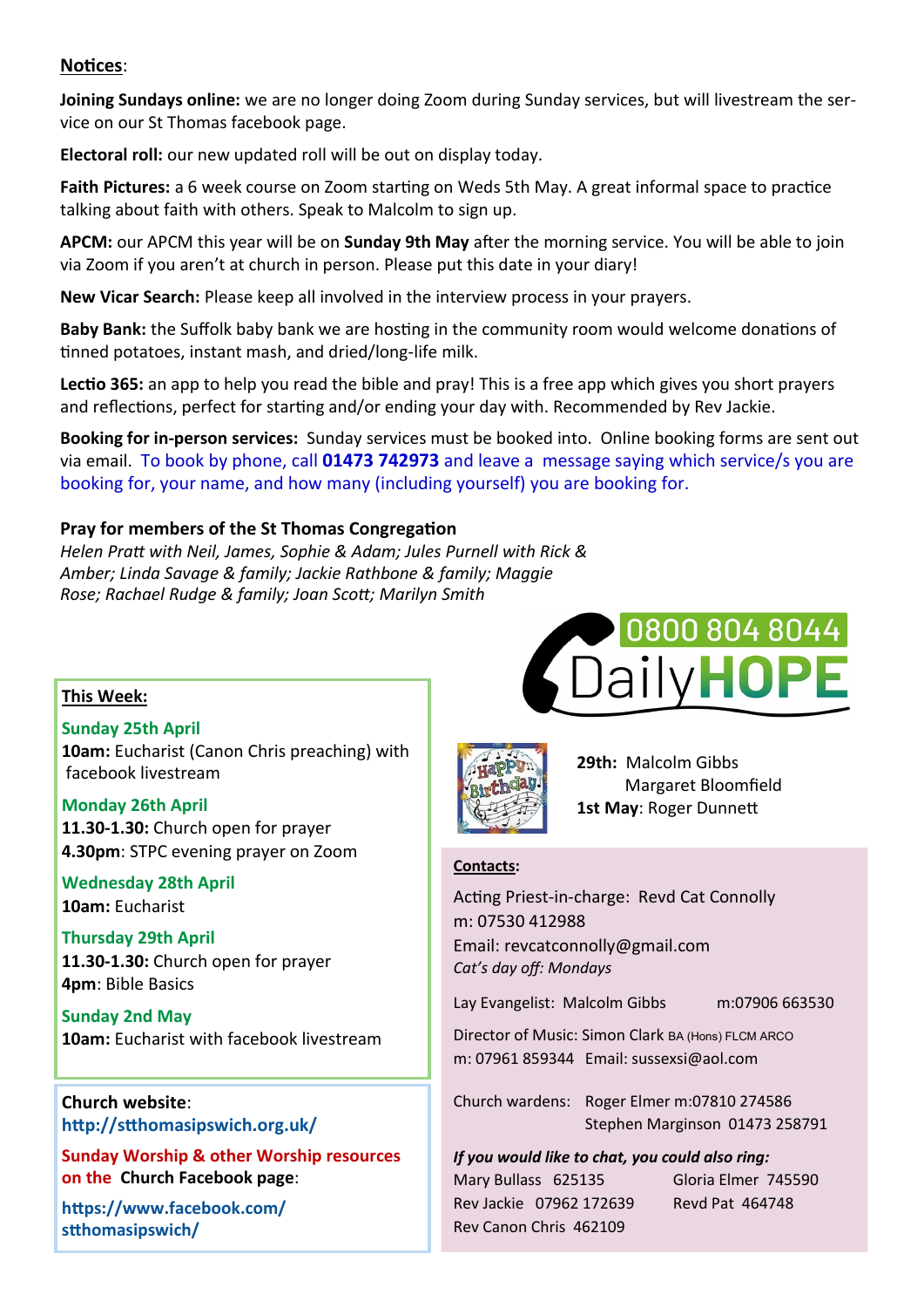**Notices**:

**Joining Sundays online:** we are no longer doing Zoom during Sunday services, but will livestream the service on our St Thomas facebook page.

**Electoral roll:** our new updated roll will be out on display today.

**Faith Pictures:** a 6 week course on Zoom starting on Weds 5th May. A great informal space to practice talking about faith with others. Speak to Malcolm to sign up.

**APCM:** our APCM this year will be on **Sunday 9th May** after the morning service. You will be able to join via Zoom if you aren't at church in person. Please put this date in your diary!

**New Vicar Search:** Please keep all involved in the interview process in your prayers.

**Baby Bank:** the Suffolk baby bank we are hosting in the community room would welcome donations of tinned potatoes, instant mash, and dried/long-life milk.

**Lectio 365:** an app to help you read the bible and pray! This is a free app which gives you short prayers and reflections, perfect for starting and/or ending your day with. Recommended by Rev Jackie.

**Booking for in-person services:** Sunday services must be booked into. Online booking forms are sent out via email. To book by phone, call **01473 742973** and leave a message saying which service/s you are booking for, your name, and how many (including yourself) you are booking for.

**Pray for members of the St Thomas Congregation**

*Helen Pratt with Neil, James, Sophie & Adam; Jules Purnell with Rick & Amber; Linda Savage & family; Jackie Rathbone & family; Maggie Rose; Rachael Rudge & family; Joan Scott; Marilyn Smith*

**This Week:**

**Sunday 25th April**
**10am:** Eucharist (Canon Chris preaching) with facebook livestream

**Monday 26th April**
**11.30-1.30:** Church open for prayer
**4.30pm**: STPC evening prayer on Zoom

**Wednesday 28th April**
**10am:** Eucharist

**Thursday 29th April**
**11.30-1.30:** Church open for prayer
**4pm**: Bible Basics

**Sunday 2nd May**
**10am:** Eucharist with facebook livestream

**Church website**: **http://stthomasipswich.org.uk/**

**Sunday Worship & other Worship resources on the Church Facebook page**:

**https://www.facebook.com/stthomasipswich/**

0800 804 8044 DailyHOPE

**29th:** Malcolm Gibbs
Margaret Bloomfield
**1st May**: Roger Dunnett

**Contacts:**

Acting Priest-in-charge: Revd Cat Connolly
m: 07530 412988
Email: revcatconnolly@gmail.com
*Cat's day off: Mondays*

Lay Evangelist: Malcolm Gibbs m:07906 663530

Director of Music: Simon Clark BA (Hons) FLCM ARCO
m: 07961 859344 Email: sussexsi@aol.com

Church wardens: Roger Elmer m:07810 274586
Stephen Marginson 01473 258791

***If you would like to chat, you could also ring:***

Mary Bullass 625135
Gloria Elmer 745590
Rev Jackie 07962 172639
Revd Pat 464748
Rev Canon Chris 462109